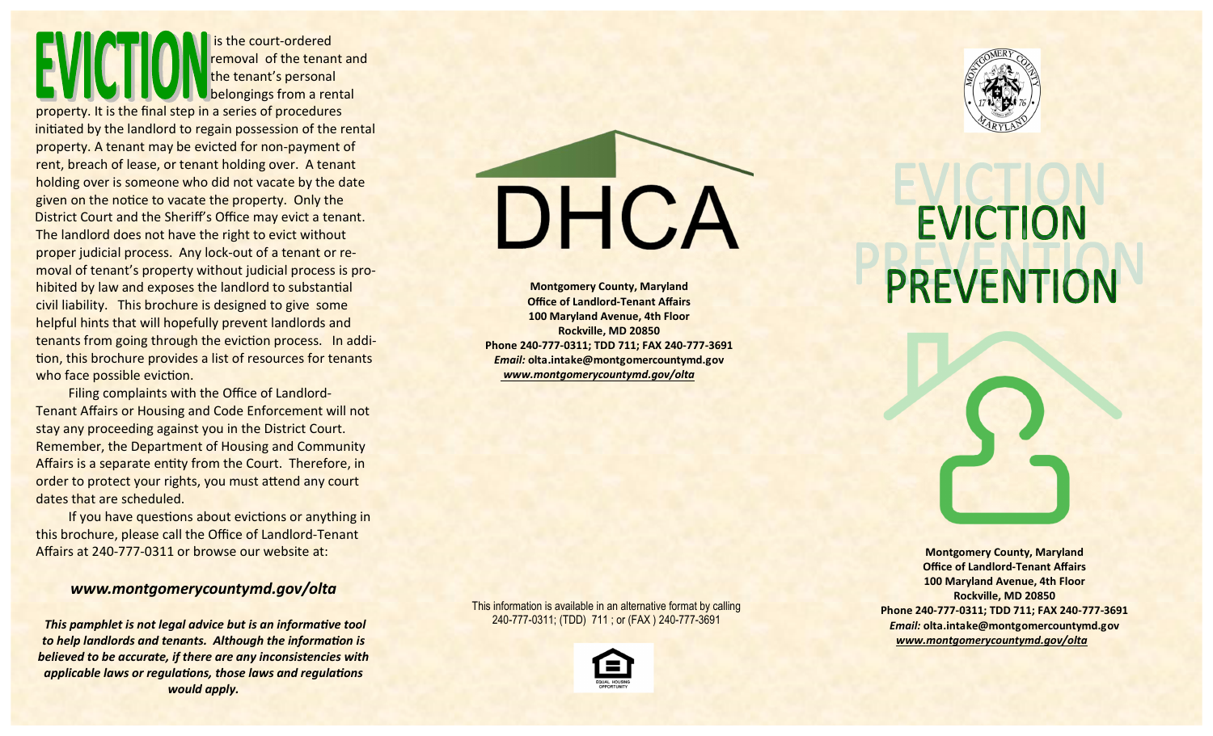**EVICTION** is the court-ordered removal of the tenant and the tenant's personal belongings from a rental property. It is the final step in a series of procedures initiated by the landlord to regain possession of the rental property. A tenant may be evicted for non-payment of rent, breach of lease, or tenant holding over. A tenant holding over is someone who did not vacate by the date given on the notice to vacate the property. Only the District Court and the Sheriff's Office may evict a tenant. The landlord does not have the right to evict without proper judicial process. Any lock-out of a tenant or removal of tenant's property without judicial process is prohibited by law and exposes the landlord to substantial civil liability. This brochure is designed to give some helpful hints that will hopefully prevent landlords and tenants from going through the eviction process. In addition, this brochure provides a list of resources for tenants who face possible eviction.

Filing complaints with the Office of Landlord-Tenant Affairs or Housing and Code Enforcement will not stay any proceeding against you in the District Court. Remember, the Department of Housing and Community Affairs is a separate entity from the Court. Therefore, in order to protect your rights, you must attend any court dates that are scheduled.

If you have questions about evictions or anything in this brochure, please call the Office of Landlord-Tenant Affairs at 240-777-0311 or browse our website at:

***www.montgomerycountymd.gov/olta***

***This pamphlet is not legal advice but is an informative tool to help landlords and tenants. Although the information is believed to be accurate, if there are any inconsistencies with applicable laws or regulations, those laws and regulations would apply.***

DHCA

**Montgomery County, Maryland**
**Office of Landlord-Tenant Affairs**
**100 Maryland Avenue, 4th Floor**
**Rockville, MD 20850**
**Phone 240-777-0311; TDD 711; FAX 240-777-3691**
***Email:* olta.intake@montgomercountymd.gov**
***www.montgomerycountymd.gov/olta***

This information is available in an alternative format by calling 240-777-0311; (TDD) 711 ; or (FAX ) 240-777-3691

EQUAL HOUSING OPPORTUNITY

# EVICTION PREVENTION

**Montgomery County, Maryland**
**Office of Landlord-Tenant Affairs**
**100 Maryland Avenue, 4th Floor**
**Rockville, MD 20850**
**Phone 240-777-0311; TDD 711; FAX 240-777-3691**
***Email:* olta.intake@montgomercountymd.gov**
***www.montgomerycountymd.gov/olta***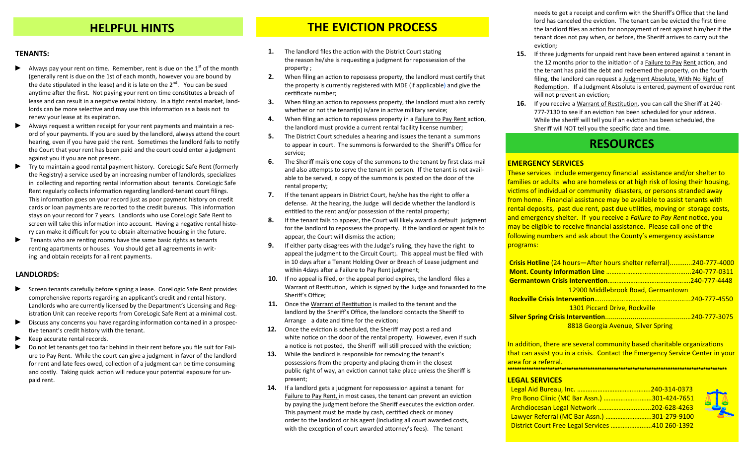## HELPFUL HINTS

### TENANTS:

- Always pay your rent on time. Remember, rent is due on the 1st of the month (generally rent is due on the 1st of each month, however you are bound by the date stipulated in the lease) and it is late on the 2nd. You can be sued anytime after the first. Not paying your rent on time constitutes a breach of lease and can result in a negative rental history. In a tight rental market, landlords can be more selective and may use this information as a basis not to renew your lease at its expiration.
- Always request a written receipt for your rent payments and maintain a record of your payments. If you are sued by the landlord, always attend the court hearing, even if you have paid the rent. Sometimes the landlord fails to notify the Court that your rent has been paid and the court could enter a judgment against you if you are not present.
- Try to maintain a good rental payment history. CoreLogic Safe Rent (formerly the Registry) a service used by an increasing number of landlords, specializes in collecting and reporting rental information about tenants. CoreLogic Safe Rent regularly collects information regarding landlord-tenant court filings. This information goes on your record just as poor payment history on credit cards or loan payments are reported to the credit bureaus. This information stays on your record for 7 years. Landlords who use CoreLogic Safe Rent to screen will take this information into account. Having a negative rental history can make it difficult for you to obtain alternative housing in the future.
- Tenants who are renting rooms have the same basic rights as tenants renting apartments or houses. You should get all agreements in writing and obtain receipts for all rent payments.

### LANDLORDS:

- Screen tenants carefully before signing a lease. CoreLogic Safe Rent provides comprehensive reports regarding an applicant's credit and rental history. Landlords who are currently licensed by the Department's Licensing and Registration Unit can receive reports from CoreLogic Safe Rent at a minimal cost.
- Discuss any concerns you have regarding information contained in a prospective tenant's credit history with the tenant.
- Keep accurate rental records.
- Do not let tenants get too far behind in their rent before you file suit for Failure to Pay Rent. While the court can give a judgment in favor of the landlord for rent and late fees owed, collection of a judgment can be time consuming and costly. Taking quick action will reduce your potential exposure for unpaid rent.

## THE EVICTION PROCESS

1. The landlord files the action with the District Court stating the reason he/she is requesting a judgment for repossession of the property ;
2. When filing an action to repossess property, the landlord must certify that the property is currently registered with MDE (if applicable) and give the certificate number;
3. When filing an action to repossess property, the landlord must also certify whether or not the tenant(s) is/are in active military service;
4. When filing an action to repossess property in a Failure to Pay Rent action, the landlord must provide a current rental facility license number;
5. The District Court schedules a hearing and issues the tenant a summons to appear in court. The summons is forwarded to the Sheriff's Office for service;
6. The Sheriff mails one copy of the summons to the tenant by first class mail and also attempts to serve the tenant in person. If the tenant is not available to be served, a copy of the summons is posted on the door of the rental property;
7. If the tenant appears in District Court, he/she has the right to offer a defense. At the hearing, the Judge will decide whether the landlord is entitled to the rent and/or possession of the rental property;
8. If the tenant fails to appear, the Court will likely award a default judgment for the landlord to repossess the property. If the landlord or agent fails to appear, the Court will dismiss the action;
9. If either party disagrees with the Judge's ruling, they have the right to appeal the judgment to the Circuit Court;. This appeal must be filed with in 10 days after a Tenant Holding Over or Breach of Lease judgment and within 4days after a Failure to Pay Rent judgment;
10. If no appeal is filed, or the appeal period expires, the landlord files a Warrant of Restitution, which is signed by the Judge and forwarded to the Sheriff's Office;
11. Once the Warrant of Restitution is mailed to the tenant and the landlord by the Sheriff's Office, the landlord contacts the Sheriff to Arrange a date and time for the eviction;
12. Once the eviction is scheduled, the Sheriff may post a red and white notice on the door of the rental property. However, even if such a notice is not posted, the Sheriff will still proceed with the eviction;
13. While the landlord is responsible for removing the tenant's possessions from the property and placing them in the closest public right of way, an eviction cannot take place unless the Sheriff is present;
14. If a landlord gets a judgment for repossession against a tenant for Failure to Pay Rent, in most cases, the tenant can prevent an eviction by paying the judgment before the Sheriff executes the eviction order. This payment must be made by cash, certified check or money order to the landlord or his agent (including all court awarded costs, with the exception of court awarded attorney's fees). The tenant needs to get a receipt and confirm with the Sheriff's Office that the land lord has canceled the eviction. The tenant can be evicted the first time the landlord files an action for nonpayment of rent against him/her if the tenant does not pay when, or before, the Sheriff arrives to carry out the eviction;
15. If three judgments for unpaid rent have been entered against a tenant in the 12 months prior to the initiation of a Failure to Pay Rent action, and the tenant has paid the debt and redeemed the property, on the fourth filing, the landlord can request a Judgment Absolute, With No Right of Redemption. If a Judgment Absolute is entered, payment of overdue rent will not prevent an eviction;
16. If you receive a Warrant of Restitution, you can call the Sheriff at 240-777-7130 to see if an eviction has been scheduled for your address. While the sheriff will tell you if an eviction has been scheduled, the Sheriff will NOT tell you the specific date and time.

## RESOURCES

### EMERGENCY SERVICES

These services include emergency financial assistance and/or shelter to families or adults who are homeless or at high risk of losing their housing, victims of individual or community disasters, or persons stranded away from home. Financial assistance may be available to assist tenants with rental deposits, past due rent, past due utilities, moving or storage costs, and emergency shelter. If you receive a *Failure to Pay Rent* notice, you may be eligible to receive financial assistance. Please call one of the following numbers and ask about the County's emergency assistance programs:

**Crisis Hotline** (24 hours—After hours shelter referral)............240-777-4000
**Mont. County Information Line** ..........................................240-777-0311
**Germantown Crisis Intervention**..........................................240-777-4448
12900 Middlebrook Road, Germantown
**Rockville Crisis Intervention**..............................................240-777-4550
1301 Piccard Drive, Rockville
**Silver Spring Crisis Intervention**..........................................240-777-3075
8818 Georgia Avenue, Silver Spring

In addition, there are several community based charitable organizations that can assist you in a crisis. Contact the Emergency Service Center in your area for a referral.

### LEGAL SERVICES

Legal Aid Bureau, Inc. ..........................................240-314-0373
Pro Bono Clinic (MC Bar Assn.) ...............................301-424-7651
Archdiocesan Legal Network ...................................202-628-4263
Lawyer Referral (MC Bar Assn.) ..............................301-279-9100
District Court Free Legal Services ...........................410 260-1392